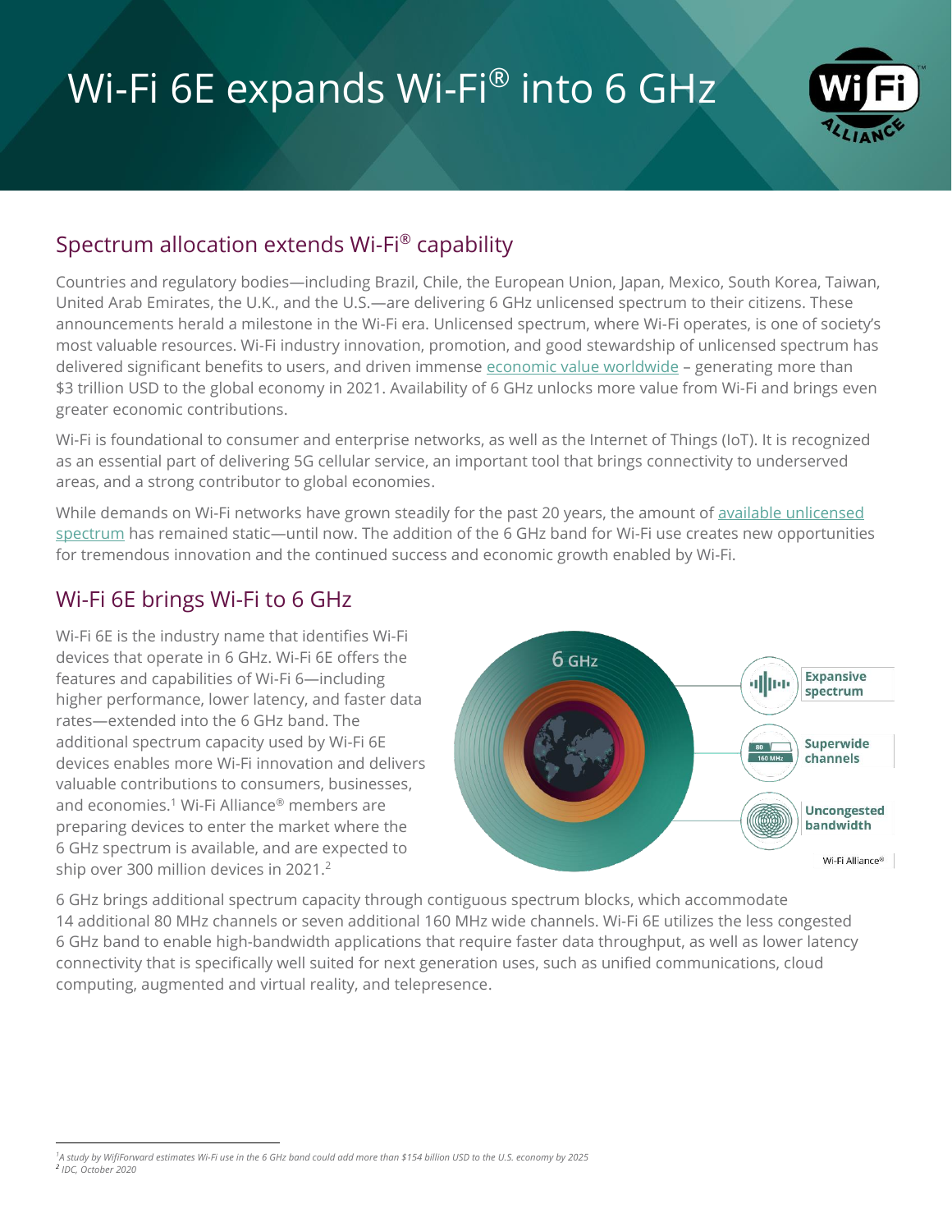# Wi-Fi 6E expands Wi-Fi® into 6 GHz

## Spectrum allocation extends Wi-Fi® capability

Countries and regulatory bodies—including Brazil, Chile, the European Union, Japan, Mexico, South Korea, Taiwan, United Arab Emirates, the U.K., and the U.S.—are delivering 6 GHz unlicensed spectrum to their citizens. These announcements herald a milestone in the Wi-Fi era. Unlicensed spectrum, where Wi-Fi operates, is one of society's most valuable resources. Wi-Fi industry innovation, promotion, and good stewardship of unlicensed spectrum has delivered significant benefits to users, and driven immense economic value worldwide – generating more than $3 trillion USD to the global economy in 2021. Availability of 6 GHz unlocks more value from Wi-Fi and brings even greater economic contributions.

Wi-Fi is foundational to consumer and enterprise networks, as well as the Internet of Things (IoT). It is recognized as an essential part of delivering 5G cellular service, an important tool that brings connectivity to underserved areas, and a strong contributor to global economies.

While demands on Wi-Fi networks have grown steadily for the past 20 years, the amount of available unlicensed spectrum has remained static—until now. The addition of the 6 GHz band for Wi-Fi use creates new opportunities for tremendous innovation and the continued success and economic growth enabled by Wi-Fi.

## Wi-Fi 6E brings Wi-Fi to 6 GHz

Wi-Fi 6E is the industry name that identifies Wi-Fi devices that operate in 6 GHz. Wi-Fi 6E offers the features and capabilities of Wi-Fi 6—including higher performance, lower latency, and faster data rates—extended into the 6 GHz band. The additional spectrum capacity used by Wi-Fi 6E devices enables more Wi-Fi innovation and delivers valuable contributions to consumers, businesses, and economies.[1] Wi-Fi Alliance® members are preparing devices to enter the market where the 6 GHz spectrum is available, and are expected to ship over 300 million devices in 2021.[2]

6 GHz

- Expansive spectrum
- Superwide channels
- Uncongested bandwidth

Wi-Fi Alliance®

6 GHz brings additional spectrum capacity through contiguous spectrum blocks, which accommodate 14 additional 80 MHz channels or seven additional 160 MHz wide channels. Wi-Fi 6E utilizes the less congested 6 GHz band to enable high-bandwidth applications that require faster data throughput, as well as lower latency connectivity that is specifically well suited for next generation uses, such as unified communications, cloud computing, augmented and virtual reality, and telepresence.

---

[1] *A study by WifiForward estimates Wi-Fi use in the 6 GHz band could add more than $154 billion USD to the U.S. economy by 2025*

[2] *IDC, October 2020*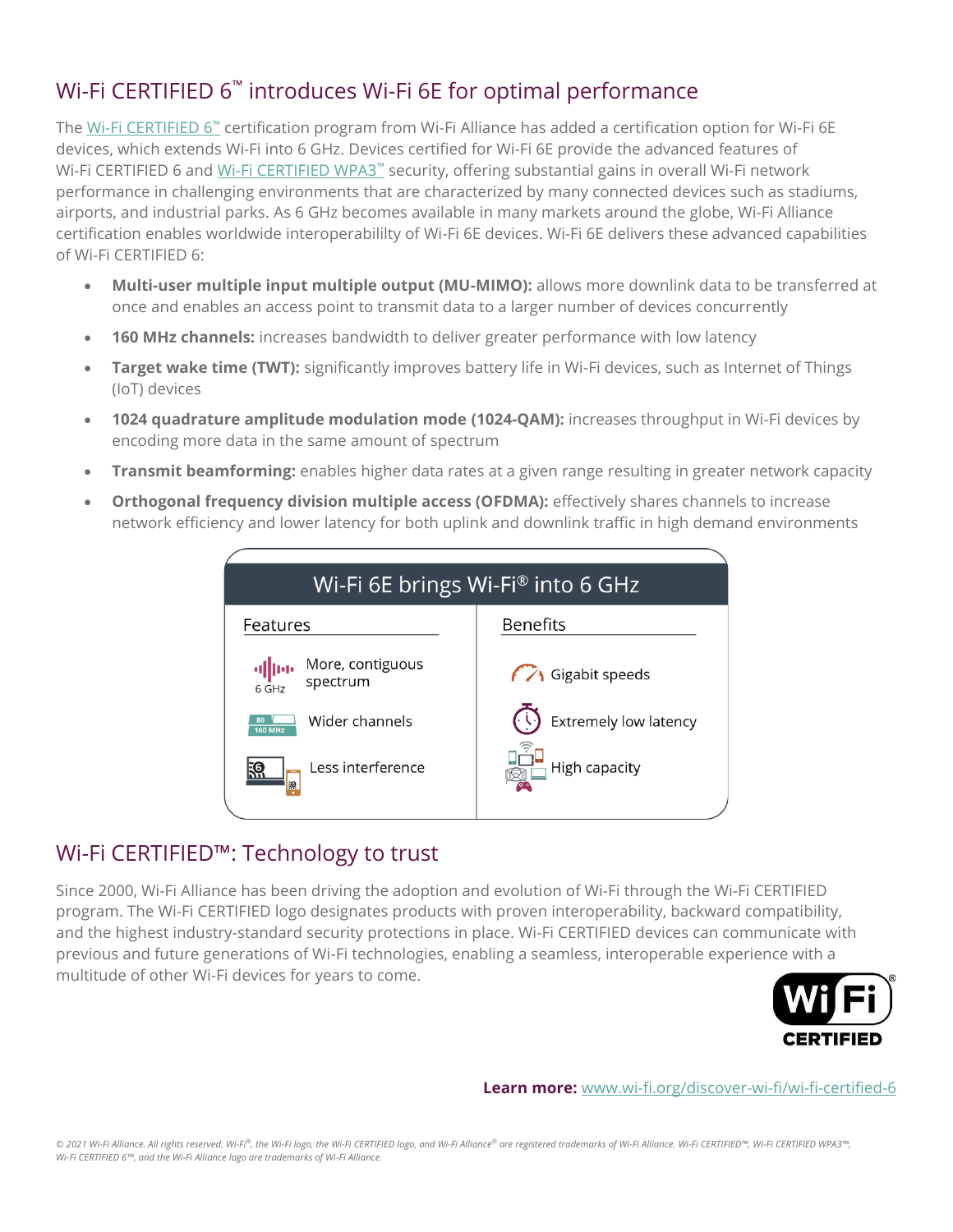## Wi-Fi CERTIFIED 6™ introduces Wi-Fi 6E for optimal performance

The Wi-Fi CERTIFIED 6™ certification program from Wi-Fi Alliance has added a certification option for Wi-Fi 6E devices, which extends Wi-Fi into 6 GHz. Devices certified for Wi-Fi 6E provide the advanced features of Wi-Fi CERTIFIED 6 and Wi-Fi CERTIFIED WPA3™ security, offering substantial gains in overall Wi-Fi network performance in challenging environments that are characterized by many connected devices such as stadiums, airports, and industrial parks. As 6 GHz becomes available in many markets around the globe, Wi-Fi Alliance certification enables worldwide interoperabililty of Wi-Fi 6E devices. Wi-Fi 6E delivers these advanced capabilities of Wi-Fi CERTIFIED 6:

- **Multi-user multiple input multiple output (MU-MIMO):** allows more downlink data to be transferred at once and enables an access point to transmit data to a larger number of devices concurrently
- **160 MHz channels:** increases bandwidth to deliver greater performance with low latency
- **Target wake time (TWT):** significantly improves battery life in Wi-Fi devices, such as Internet of Things (IoT) devices
- **1024 quadrature amplitude modulation mode (1024-QAM):** increases throughput in Wi-Fi devices by encoding more data in the same amount of spectrum
- **Transmit beamforming:** enables higher data rates at a given range resulting in greater network capacity
- **Orthogonal frequency division multiple access (OFDMA):** effectively shares channels to increase network efficiency and lower latency for both uplink and downlink traffic in high demand environments

**Wi-Fi 6E brings Wi-Fi® into 6 GHz**

| Features | Benefits |
|---|---|
| More, contiguous spectrum | Gigabit speeds |
| Wider channels | Extremely low latency |
| Less interference | High capacity |

## Wi-Fi CERTIFIED™: Technology to trust

Since 2000, Wi-Fi Alliance has been driving the adoption and evolution of Wi-Fi through the Wi-Fi CERTIFIED program. The Wi-Fi CERTIFIED logo designates products with proven interoperability, backward compatibility, and the highest industry-standard security protections in place. Wi-Fi CERTIFIED devices can communicate with previous and future generations of Wi-Fi technologies, enabling a seamless, interoperable experience with a multitude of other Wi-Fi devices for years to come.

**Learn more:** www.wi-fi.org/discover-wi-fi/wi-fi-certified-6

*© 2021 Wi-Fi Alliance. All rights reserved. Wi-Fi®, the Wi-Fi logo, the Wi-Fi CERTIFIED logo, and Wi-Fi Alliance® are registered trademarks of Wi-Fi Alliance. Wi-Fi CERTIFIED™, Wi-Fi CERTIFIED WPA3™, Wi-Fi CERTIFIED 6™, and the Wi-Fi Alliance logo are trademarks of Wi-Fi Alliance.*